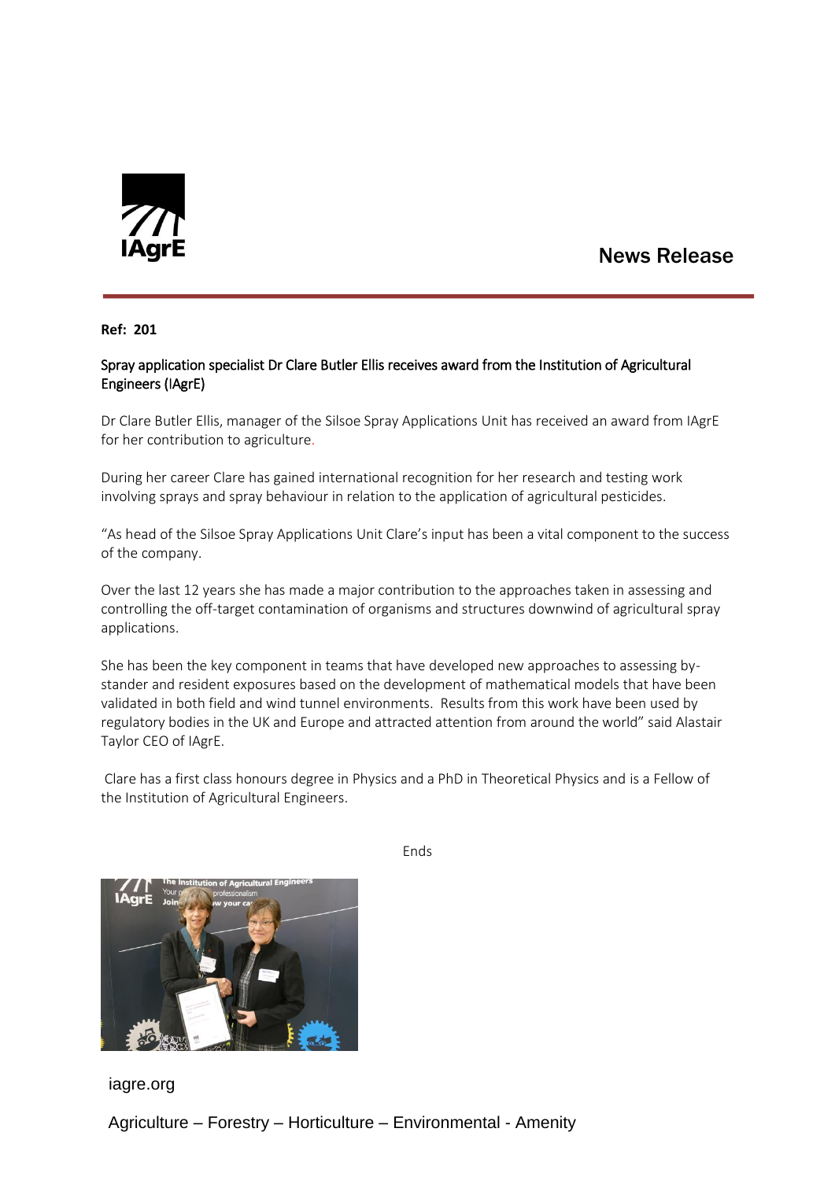IAgrE

# News Release

**Ref: 201**

## Spray application specialist Dr Clare Butler Ellis receives award from the Institution of Agricultural Engineers (IAgrE)

Dr Clare Butler Ellis, manager of the Silsoe Spray Applications Unit has received an award from IAgrE for her contribution to agriculture.

During her career Clare has gained international recognition for her research and testing work involving sprays and spray behaviour in relation to the application of agricultural pesticides.

“As head of the Silsoe Spray Applications Unit Clare’s input has been a vital component to the success of the company.

Over the last 12 years she has made a major contribution to the approaches taken in assessing and controlling the off-target contamination of organisms and structures downwind of agricultural spray applications.

She has been the key component in teams that have developed new approaches to assessing by-stander and resident exposures based on the development of mathematical models that have been validated in both field and wind tunnel environments. Results from this work have been used by regulatory bodies in the UK and Europe and attracted attention from around the world” said Alastair Taylor CEO of IAgrE.

Clare has a first class honours degree in Physics and a PhD in Theoretical Physics and is a Fellow of the Institution of Agricultural Engineers.

Ends

iagre.org

Agriculture – Forestry – Horticulture – Environmental - Amenity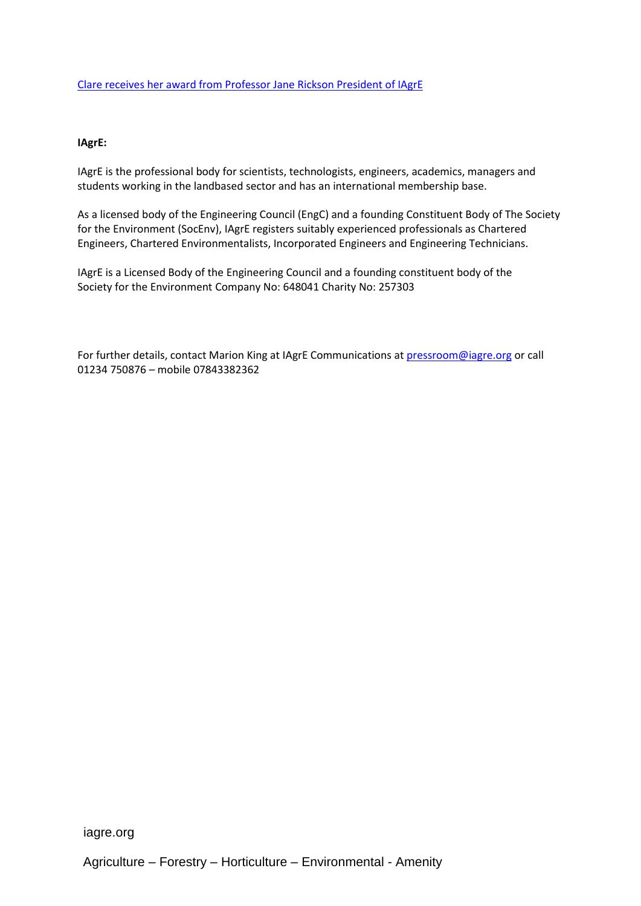Clare receives her award from Professor Jane Rickson President of IAgrE

**IAgrE:**

IAgrE is the professional body for scientists, technologists, engineers, academics, managers and students working in the landbased sector and has an international membership base.

As a licensed body of the Engineering Council (EngC) and a founding Constituent Body of The Society for the Environment (SocEnv), IAgrE registers suitably experienced professionals as Chartered Engineers, Chartered Environmentalists, Incorporated Engineers and Engineering Technicians.

IAgrE is a Licensed Body of the Engineering Council and a founding constituent body of the Society for the Environment Company No: 648041 Charity No: 257303

For further details, contact Marion King at IAgrE Communications at pressroom@iagre.org or call 01234 750876 – mobile 07843382362